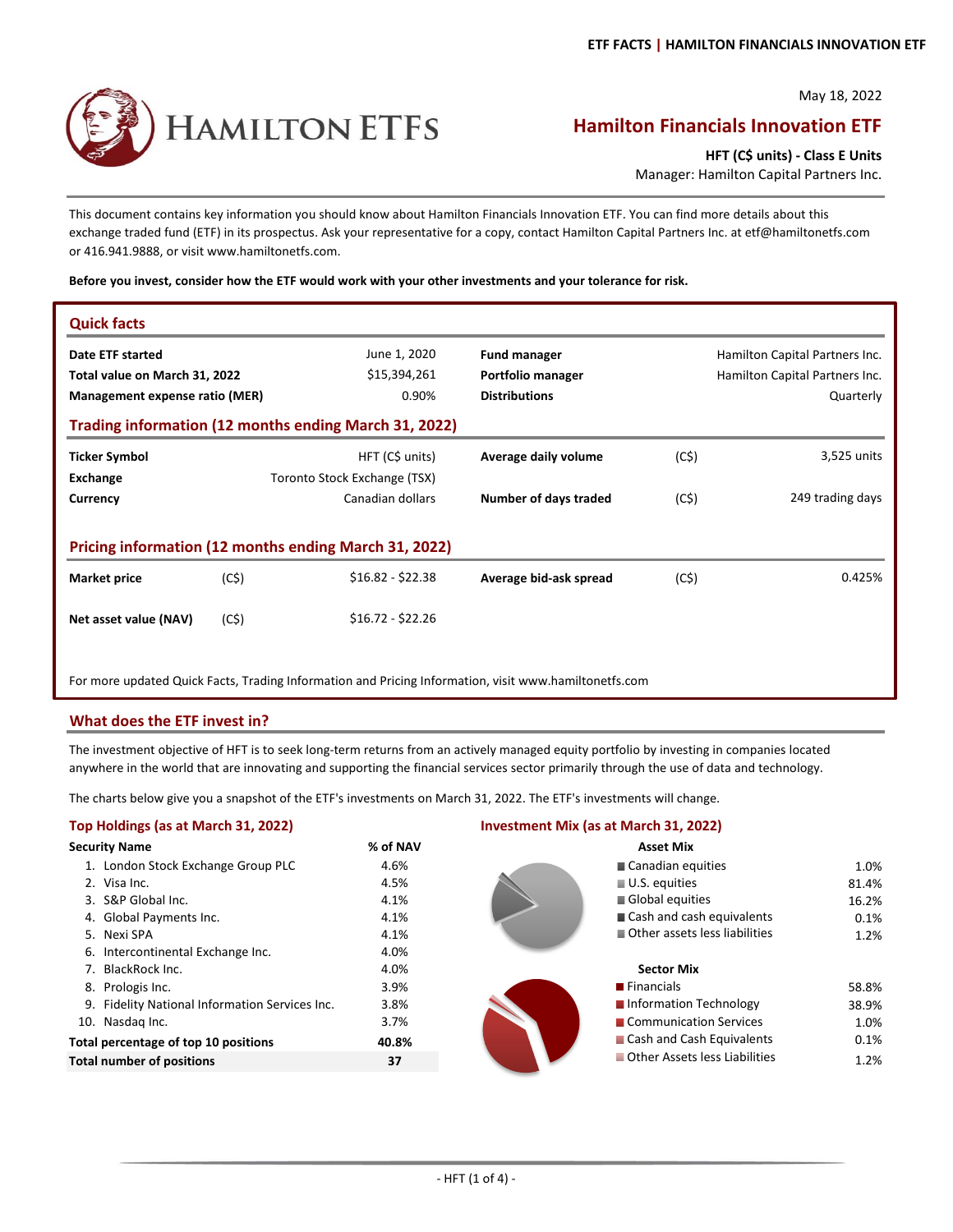ETF FACTS | HAMILTON FINANCIALS INNOVATION ETF

HAMILTON ETFS

May 18, 2022

# Hamilton Financials Innovation ETF

**HFT (C$ units) - Class E Units**

Manager: Hamilton Capital Partners Inc.

This document contains key information you should know about Hamilton Financials Innovation ETF. You can find more details about this exchange traded fund (ETF) in its prospectus. Ask your representative for a copy, contact Hamilton Capital Partners Inc. at etf@hamiltonetfs.com or 416.941.9888, or visit www.hamiltonetfs.com.

**Before you invest, consider how the ETF would work with your other investments and your tolerance for risk.**

## Quick facts

| | | | |
|---|---|---|---|
| **Date ETF started** | June 1, 2020 | **Fund manager** | Hamilton Capital Partners Inc. |
| **Total value on March 31, 2022** | $15,394,261 | **Portfolio manager** | Hamilton Capital Partners Inc. |
| **Management expense ratio (MER)** | 0.90% | **Distributions** | Quarterly |

### Trading information (12 months ending March 31, 2022)

| | | | | |
|---|---|---|---|---|
| **Ticker Symbol** | HFT (C$ units) | **Average daily volume** | (C$) | 3,525 units |
| **Exchange** | Toronto Stock Exchange (TSX) | | | |
| **Currency** | Canadian dollars | **Number of days traded** | (C$) | 249 trading days |

### Pricing information (12 months ending March 31, 2022)

| | | | | | |
|---|---|---|---|---|---|
| **Market price** | (C$) | $16.82 - $22.38 | **Average bid-ask spread** | (C$) | 0.425% |
| **Net asset value (NAV)** | (C$) | $16.72 - $22.26 | | | |

For more updated Quick Facts, Trading Information and Pricing Information, visit www.hamiltonetfs.com

## What does the ETF invest in?

The investment objective of HFT is to seek long-term returns from an actively managed equity portfolio by investing in companies located anywhere in the world that are innovating and supporting the financial services sector primarily through the use of data and technology.

The charts below give you a snapshot of the ETF's investments on March 31, 2022. The ETF's investments will change.

### Top Holdings (as at March 31, 2022)

| Security Name | % of NAV |
|---|---|
| 1. London Stock Exchange Group PLC | 4.6% |
| 2. Visa Inc. | 4.5% |
| 3. S&P Global Inc. | 4.1% |
| 4. Global Payments Inc. | 4.1% |
| 5. Nexi SPA | 4.1% |
| 6. Intercontinental Exchange Inc. | 4.0% |
| 7. BlackRock Inc. | 4.0% |
| 8. Prologis Inc. | 3.9% |
| 9. Fidelity National Information Services Inc. | 3.8% |
| 10. Nasdaq Inc. | 3.7% |
| **Total percentage of top 10 positions** | **40.8%** |
| **Total number of positions** | **37** |

### Investment Mix (as at March 31, 2022)

| Asset Mix | |
|---|---|
| Canadian equities | 1.0% |
| U.S. equities | 81.4% |
| Global equities | 16.2% |
| Cash and cash equivalents | 0.1% |
| Other assets less liabilities | 1.2% |

| Sector Mix | |
|---|---|
| Financials | 58.8% |
| Information Technology | 38.9% |
| Communication Services | 1.0% |
| Cash and Cash Equivalents | 0.1% |
| Other Assets less Liabilities | 1.2% |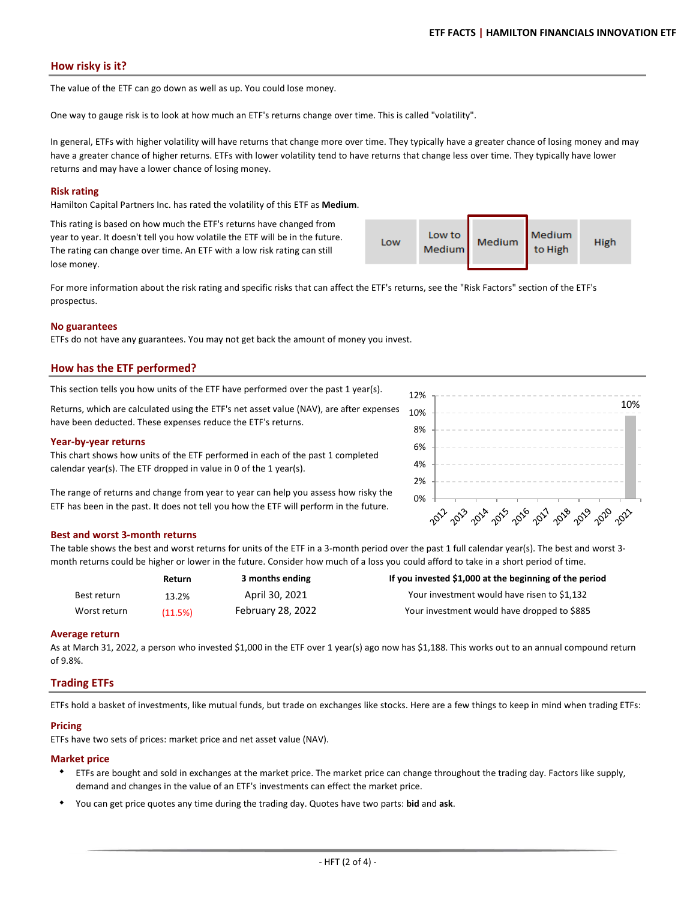## How risky is it?

The value of the ETF can go down as well as up. You could lose money.

One way to gauge risk is to look at how much an ETF's returns change over time. This is called "volatility".

In general, ETFs with higher volatility will have returns that change more over time. They typically have a greater chance of losing money and may have a greater chance of higher returns. ETFs with lower volatility tend to have returns that change less over time. They typically have lower returns and may have a lower chance of losing money.

### Risk rating

Hamilton Capital Partners Inc. has rated the volatility of this ETF as **Medium**.

This rating is based on how much the ETF's returns have changed from year to year. It doesn't tell you how volatile the ETF will be in the future. The rating can change over time. An ETF with a low risk rating can still lose money.

| Low | Low to Medium | **Medium** | Medium to High | High |
|---|---|---|---|---|

For more information about the risk rating and specific risks that can affect the ETF's returns, see the "Risk Factors" section of the ETF's prospectus.

### No guarantees

ETFs do not have any guarantees. You may not get back the amount of money you invest.

## How has the ETF performed?

This section tells you how units of the ETF have performed over the past 1 year(s).

Returns, which are calculated using the ETF's net asset value (NAV), are after expenses have been deducted. These expenses reduce the ETF's returns.

### Year-by-year returns

This chart shows how units of the ETF performed in each of the past 1 completed calendar year(s). The ETF dropped in value in 0 of the 1 year(s).

The range of returns and change from year to year can help you assess how risky the ETF has been in the past. It does not tell you how the ETF will perform in the future.

| Year | 2012 | 2013 | 2014 | 2015 | 2016 | 2017 | 2018 | 2019 | 2020 | 2021 |
|---|---|---|---|---|---|---|---|---|---|---|
| Return | | | | | | | | | | 10% |

### Best and worst 3-month returns

The table shows the best and worst returns for units of the ETF in a 3-month period over the past 1 full calendar year(s). The best and worst 3-month returns could be higher or lower in the future. Consider how much of a loss you could afford to take in a short period of time.

| | Return | 3 months ending | If you invested $1,000 at the beginning of the period |
|---|---|---|---|
| Best return | 13.2% | April 30, 2021 | Your investment would have risen to $1,132 |
| Worst return | (11.5%) | February 28, 2022 | Your investment would have dropped to $885 |

### Average return

As at March 31, 2022, a person who invested $1,000 in the ETF over 1 year(s) ago now has $1,188. This works out to an annual compound return of 9.8%.

## Trading ETFs

ETFs hold a basket of investments, like mutual funds, but trade on exchanges like stocks. Here are a few things to keep in mind when trading ETFs:

### Pricing

ETFs have two sets of prices: market price and net asset value (NAV).

### Market price

- ETFs are bought and sold in exchanges at the market price. The market price can change throughout the trading day. Factors like supply, demand and changes in the value of an ETF's investments can effect the market price.
- You can get price quotes any time during the trading day. Quotes have two parts: **bid** and **ask**.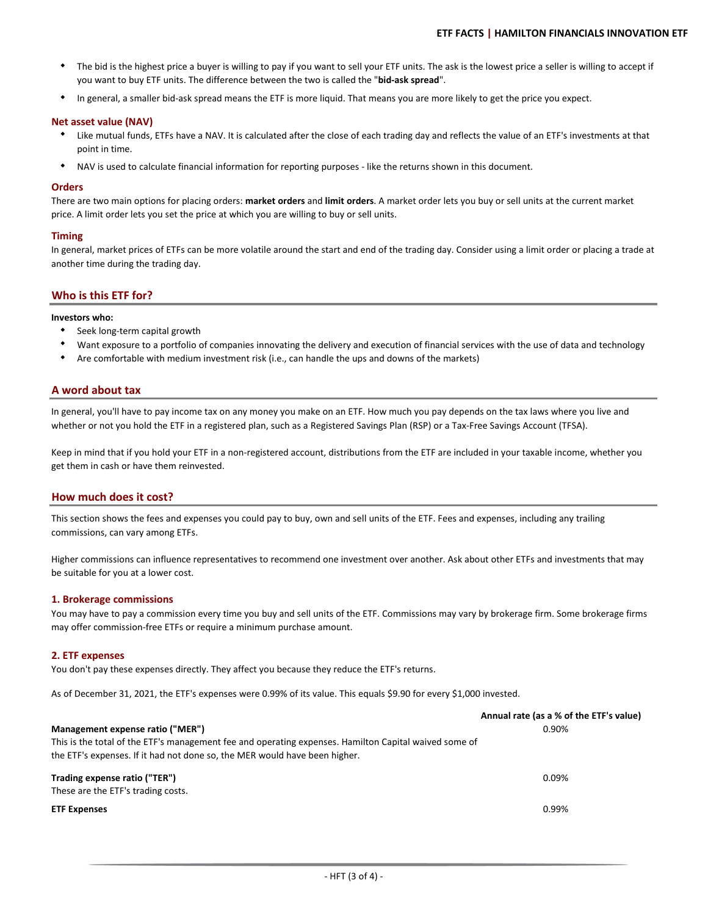- The bid is the highest price a buyer is willing to pay if you want to sell your ETF units. The ask is the lowest price a seller is willing to accept if you want to buy ETF units. The difference between the two is called the "**bid-ask spread**".
- In general, a smaller bid-ask spread means the ETF is more liquid. That means you are more likely to get the price you expect.

### Net asset value (NAV)

- Like mutual funds, ETFs have a NAV. It is calculated after the close of each trading day and reflects the value of an ETF's investments at that point in time.
- NAV is used to calculate financial information for reporting purposes - like the returns shown in this document.

### Orders

There are two main options for placing orders: **market orders** and **limit orders**. A market order lets you buy or sell units at the current market price. A limit order lets you set the price at which you are willing to buy or sell units.

### Timing

In general, market prices of ETFs can be more volatile around the start and end of the trading day. Consider using a limit order or placing a trade at another time during the trading day.

## Who is this ETF for?

**Investors who:**

- Seek long-term capital growth
- Want exposure to a portfolio of companies innovating the delivery and execution of financial services with the use of data and technology
- Are comfortable with medium investment risk (i.e., can handle the ups and downs of the markets)

## A word about tax

In general, you'll have to pay income tax on any money you make on an ETF. How much you pay depends on the tax laws where you live and whether or not you hold the ETF in a registered plan, such as a Registered Savings Plan (RSP) or a Tax-Free Savings Account (TFSA).

Keep in mind that if you hold your ETF in a non-registered account, distributions from the ETF are included in your taxable income, whether you get them in cash or have them reinvested.

## How much does it cost?

This section shows the fees and expenses you could pay to buy, own and sell units of the ETF. Fees and expenses, including any trailing commissions, can vary among ETFs.

Higher commissions can influence representatives to recommend one investment over another. Ask about other ETFs and investments that may be suitable for you at a lower cost.

### 1. Brokerage commissions

You may have to pay a commission every time you buy and sell units of the ETF. Commissions may vary by brokerage firm. Some brokerage firms may offer commission-free ETFs or require a minimum purchase amount.

### 2. ETF expenses

You don't pay these expenses directly. They affect you because they reduce the ETF's returns.

As of December 31, 2021, the ETF's expenses were 0.99% of its value. This equals $9.90 for every $1,000 invested.

| | Annual rate (as a % of the ETF's value) |
|---|---|
| **Management expense ratio ("MER")**<br>This is the total of the ETF's management fee and operating expenses. Hamilton Capital waived some of the ETF's expenses. If it had not done so, the MER would have been higher. | 0.90% |
| **Trading expense ratio ("TER")**<br>These are the ETF's trading costs. | 0.09% |
| **ETF Expenses** | 0.99% |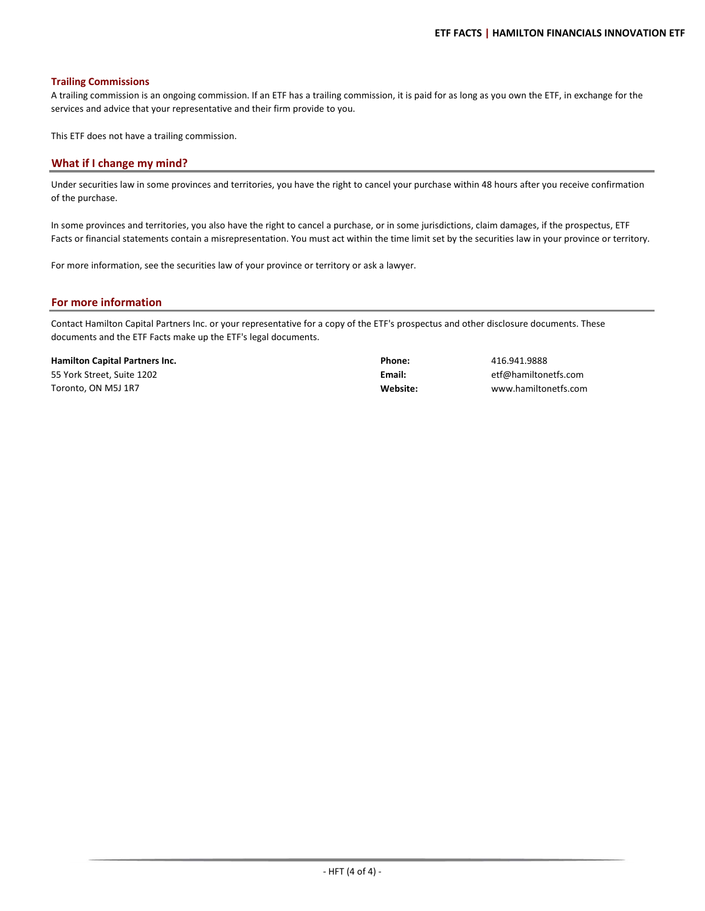### Trailing Commissions

A trailing commission is an ongoing commission. If an ETF has a trailing commission, it is paid for as long as you own the ETF, in exchange for the services and advice that your representative and their firm provide to you.

This ETF does not have a trailing commission.

## What if I change my mind?

Under securities law in some provinces and territories, you have the right to cancel your purchase within 48 hours after you receive confirmation of the purchase.

In some provinces and territories, you also have the right to cancel a purchase, or in some jurisdictions, claim damages, if the prospectus, ETF Facts or financial statements contain a misrepresentation. You must act within the time limit set by the securities law in your province or territory.

For more information, see the securities law of your province or territory or ask a lawyer.

## For more information

Contact Hamilton Capital Partners Inc. or your representative for a copy of the ETF's prospectus and other disclosure documents. These documents and the ETF Facts make up the ETF's legal documents.

**Hamilton Capital Partners Inc.**
55 York Street, Suite 1202
Toronto, ON M5J 1R7

**Phone:** 416.941.9888
**Email:** etf@hamiltonetfs.com
**Website:** www.hamiltonetfs.com